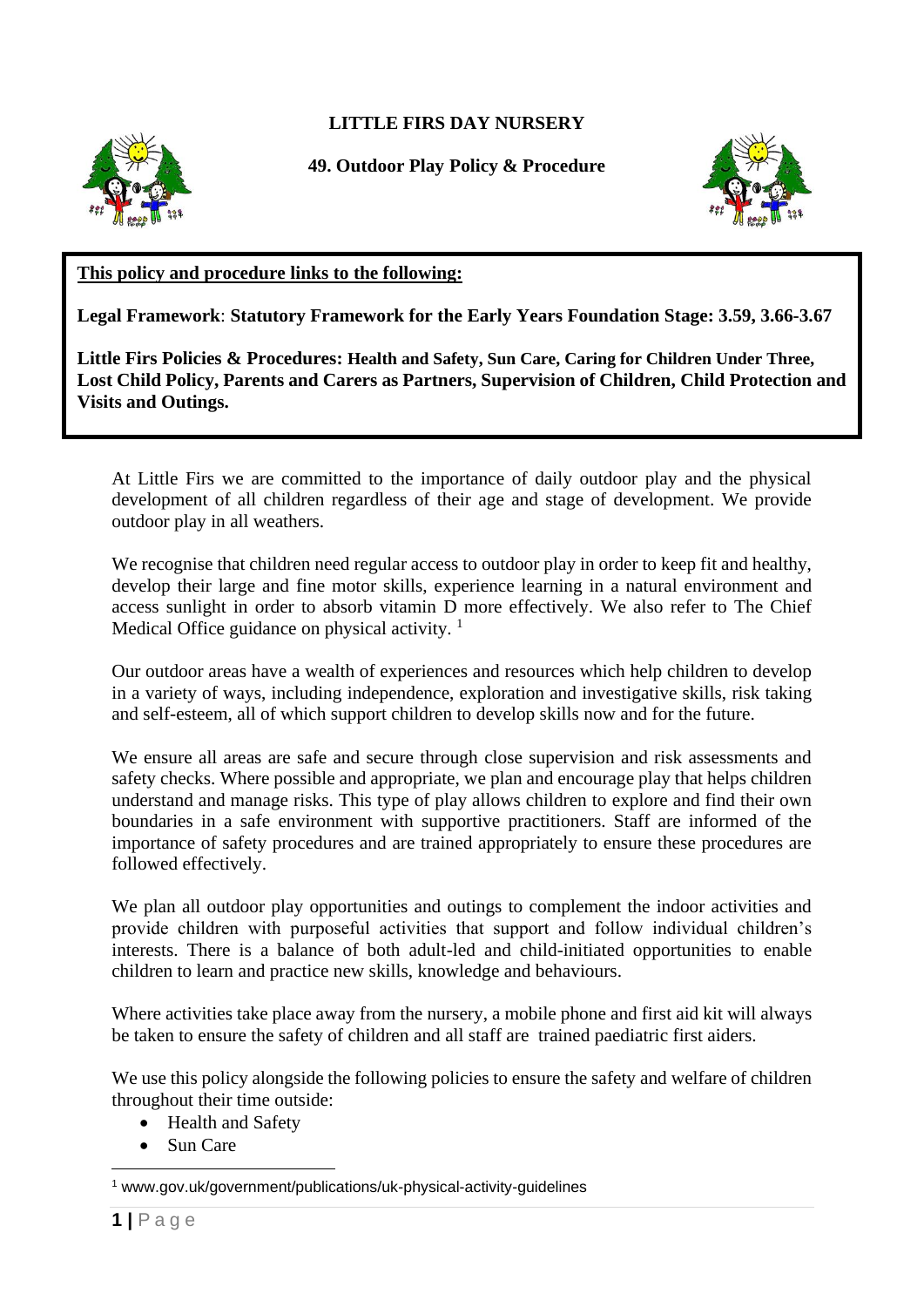# LITTLE FIRS DAY NURSERY

## 49. Outdoor Play Policy & Procedure

**This policy and procedure links to the following:**

**Legal Framework**: **Statutory Framework for the Early Years Foundation Stage: 3.59, 3.66-3.67**

**Little Firs Policies & Procedures: Health and Safety, Sun Care, Caring for Children Under Three, Lost Child Policy, Parents and Carers as Partners, Supervision of Children, Child Protection and Visits and Outings.**

At Little Firs we are committed to the importance of daily outdoor play and the physical development of all children regardless of their age and stage of development. We provide outdoor play in all weathers.

We recognise that children need regular access to outdoor play in order to keep fit and healthy, develop their large and fine motor skills, experience learning in a natural environment and access sunlight in order to absorb vitamin D more effectively. We also refer to The Chief Medical Office guidance on physical activity. [1]

Our outdoor areas have a wealth of experiences and resources which help children to develop in a variety of ways, including independence, exploration and investigative skills, risk taking and self-esteem, all of which support children to develop skills now and for the future.

We ensure all areas are safe and secure through close supervision and risk assessments and safety checks. Where possible and appropriate, we plan and encourage play that helps children understand and manage risks. This type of play allows children to explore and find their own boundaries in a safe environment with supportive practitioners. Staff are informed of the importance of safety procedures and are trained appropriately to ensure these procedures are followed effectively.

We plan all outdoor play opportunities and outings to complement the indoor activities and provide children with purposeful activities that support and follow individual children's interests. There is a balance of both adult-led and child-initiated opportunities to enable children to learn and practice new skills, knowledge and behaviours.

Where activities take place away from the nursery, a mobile phone and first aid kit will always be taken to ensure the safety of children and all staff are trained paediatric first aiders.

We use this policy alongside the following policies to ensure the safety and welfare of children throughout their time outside:

- Health and Safety
- Sun Care

[1] www.gov.uk/government/publications/uk-physical-activity-guidelines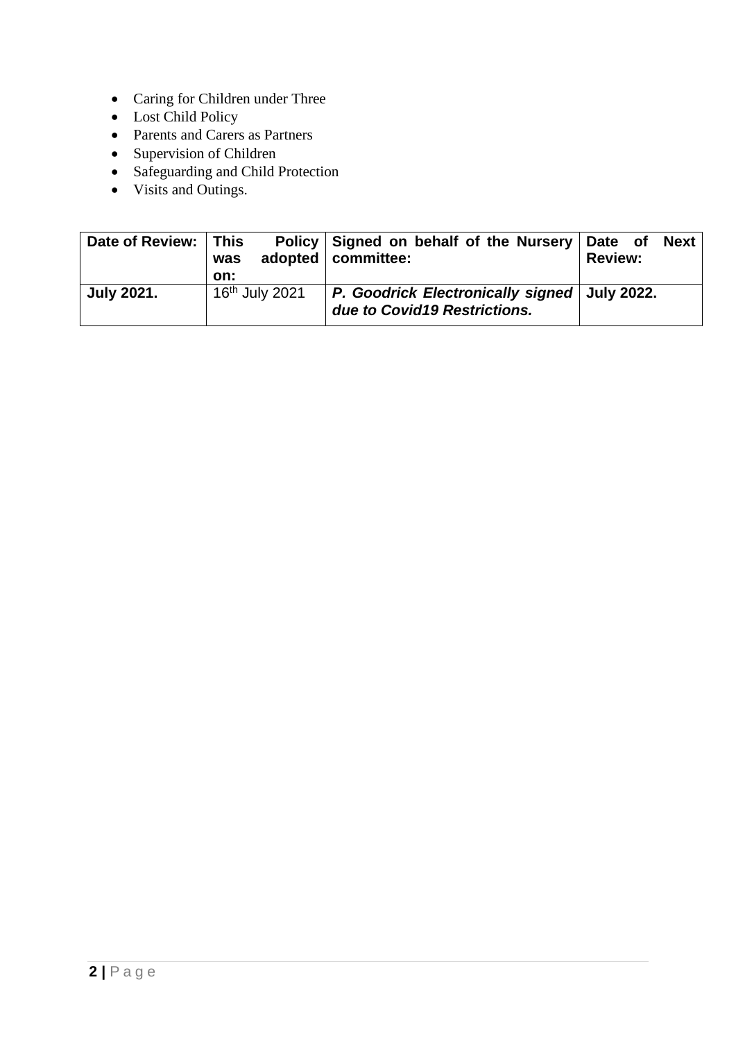- Caring for Children under Three
- Lost Child Policy
- Parents and Carers as Partners
- Supervision of Children
- Safeguarding and Child Protection
- Visits and Outings.

| Date of Review: | This Policy was adopted on: | Signed on behalf of the Nursery committee: | Date of Next Review: |
|---|---|---|---|
| **July 2021.** | 16th July 2021 | ***P. Goodrick Electronically signed due to Covid19 Restrictions.*** | **July 2022.** |